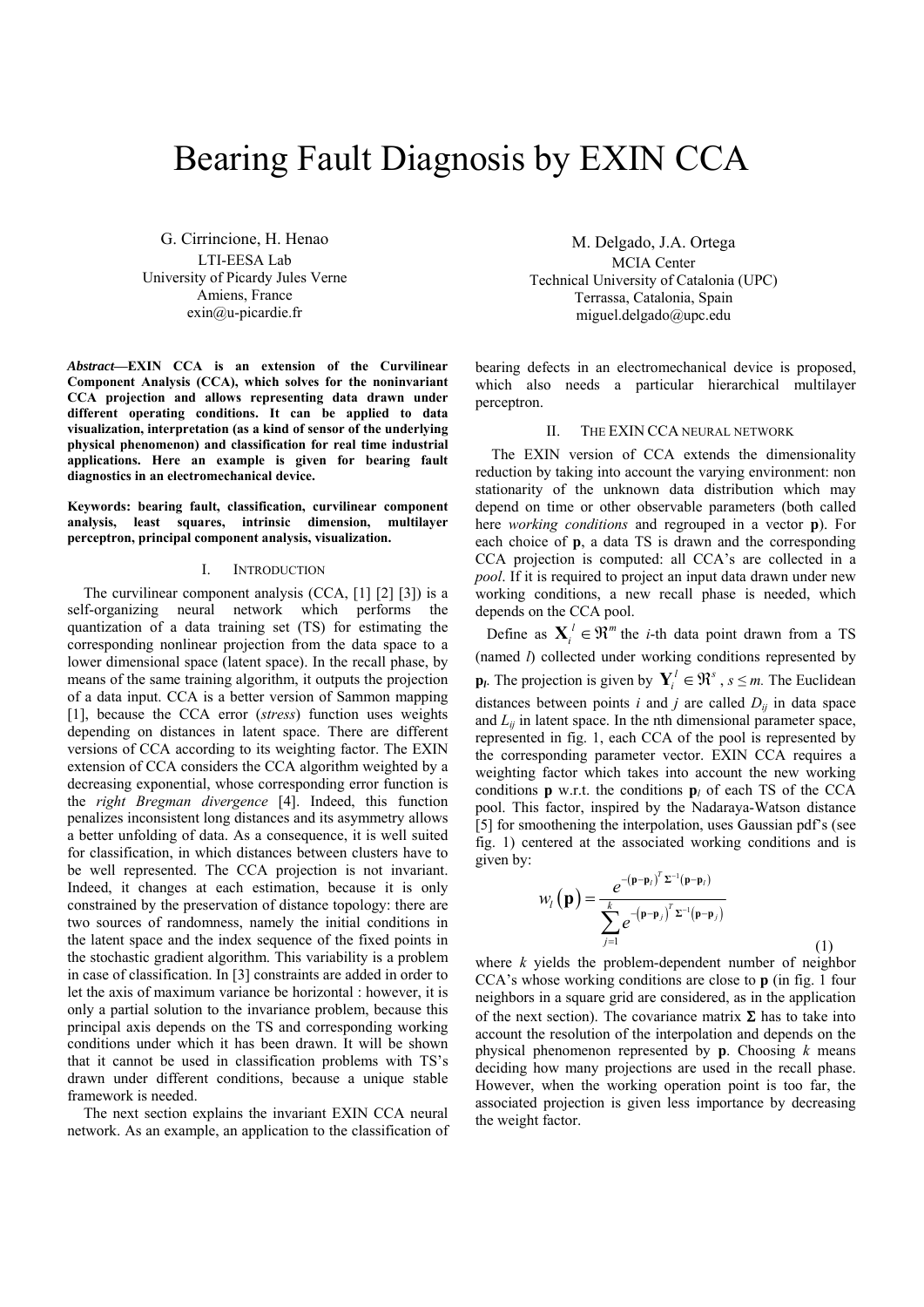# Bearing Fault Diagnosis by EXIN CCA

G. Cirrincione, H. Henao
LTI-EESA Lab
University of Picardy Jules Verne
Amiens, France
exin@u-picardie.fr

M. Delgado, J.A. Ortega
MCIA Center
Technical University of Catalonia (UPC)
Terrassa, Catalonia, Spain
miguel.delgado@upc.edu

***Abstract*—EXIN CCA is an extension of the Curvilinear Component Analysis (CCA), which solves for the noninvariant CCA projection and allows representing data drawn under different operating conditions. It can be applied to data visualization, interpretation (as a kind of sensor of the underlying physical phenomenon) and classification for real time industrial applications. Here an example is given for bearing fault diagnostics in an electromechanical device.**

**Keywords: bearing fault, classification, curvilinear component analysis, least squares, intrinsic dimension, multilayer perceptron, principal component analysis, visualization.**

## I. INTRODUCTION

The curvilinear component analysis (CCA, [1] [2] [3]) is a self-organizing neural network which performs the quantization of a data training set (TS) for estimating the corresponding nonlinear projection from the data space to a lower dimensional space (latent space). In the recall phase, by means of the same training algorithm, it outputs the projection of a data input. CCA is a better version of Sammon mapping [1], because the CCA error (*stress*) function uses weights depending on distances in latent space. There are different versions of CCA according to its weighting factor. The EXIN extension of CCA considers the CCA algorithm weighted by a decreasing exponential, whose corresponding error function is the *right Bregman divergence* [4]. Indeed, this function penalizes inconsistent long distances and its asymmetry allows a better unfolding of data. As a consequence, it is well suited for classification, in which distances between clusters have to be well represented. The CCA projection is not invariant. Indeed, it changes at each estimation, because it is only constrained by the preservation of distance topology: there are two sources of randomness, namely the initial conditions in the latent space and the index sequence of the fixed points in the stochastic gradient algorithm. This variability is a problem in case of classification. In [3] constraints are added in order to let the axis of maximum variance be horizontal : however, it is only a partial solution to the invariance problem, because this principal axis depends on the TS and corresponding working conditions under which it has been drawn. It will be shown that it cannot be used in classification problems with TS's drawn under different conditions, because a unique stable framework is needed.

The next section explains the invariant EXIN CCA neural network. As an example, an application to the classification of bearing defects in an electromechanical device is proposed, which also needs a particular hierarchical multilayer perceptron.

## II. THE EXIN CCA NEURAL NETWORK

The EXIN version of CCA extends the dimensionality reduction by taking into account the varying environment: non stationarity of the unknown data distribution which may depend on time or other observable parameters (both called here *working conditions* and regrouped in a vector **p**). For each choice of **p**, a data TS is drawn and the corresponding CCA projection is computed: all CCA's are collected in a *pool*. If it is required to project an input data drawn under new working conditions, a new recall phase is needed, which depends on the CCA pool.

Define as $\mathbf{X}_i^l \in \Re^m$ the *i*-th data point drawn from a TS (named *l*) collected under working conditions represented by $\mathbf{p}_l$. The projection is given by $\mathbf{Y}_i^l \in \Re^s$, $s \leq m$. The Euclidean distances between points *i* and *j* are called $D_{ij}$ in data space and $L_{ij}$ in latent space. In the nth dimensional parameter space, represented in fig. 1, each CCA of the pool is represented by the corresponding parameter vector. EXIN CCA requires a weighting factor which takes into account the new working conditions **p** w.r.t. the conditions $\mathbf{p}_l$ of each TS of the CCA pool. This factor, inspired by the Nadaraya-Watson distance [5] for smoothening the interpolation, uses Gaussian pdf's (see fig. 1) centered at the associated working conditions and is given by:

$$w_l(\mathbf{p}) = \frac{e^{-(\mathbf{p}-\mathbf{p}_l)^T \boldsymbol{\Sigma}^{-1}(\mathbf{p}-\mathbf{p}_l)}}{\sum_{j=1}^{k} e^{-(\mathbf{p}-\mathbf{p}_j)^T \boldsymbol{\Sigma}^{-1}(\mathbf{p}-\mathbf{p}_j)}} \quad (1)$$

where *k* yields the problem-dependent number of neighbor CCA's whose working conditions are close to **p** (in fig. 1 four neighbors in a square grid are considered, as in the application of the next section). The covariance matrix $\boldsymbol{\Sigma}$ has to take into account the resolution of the interpolation and depends on the physical phenomenon represented by **p**. Choosing *k* means deciding how many projections are used in the recall phase. However, when the working operation point is too far, the associated projection is given less importance by decreasing the weight factor.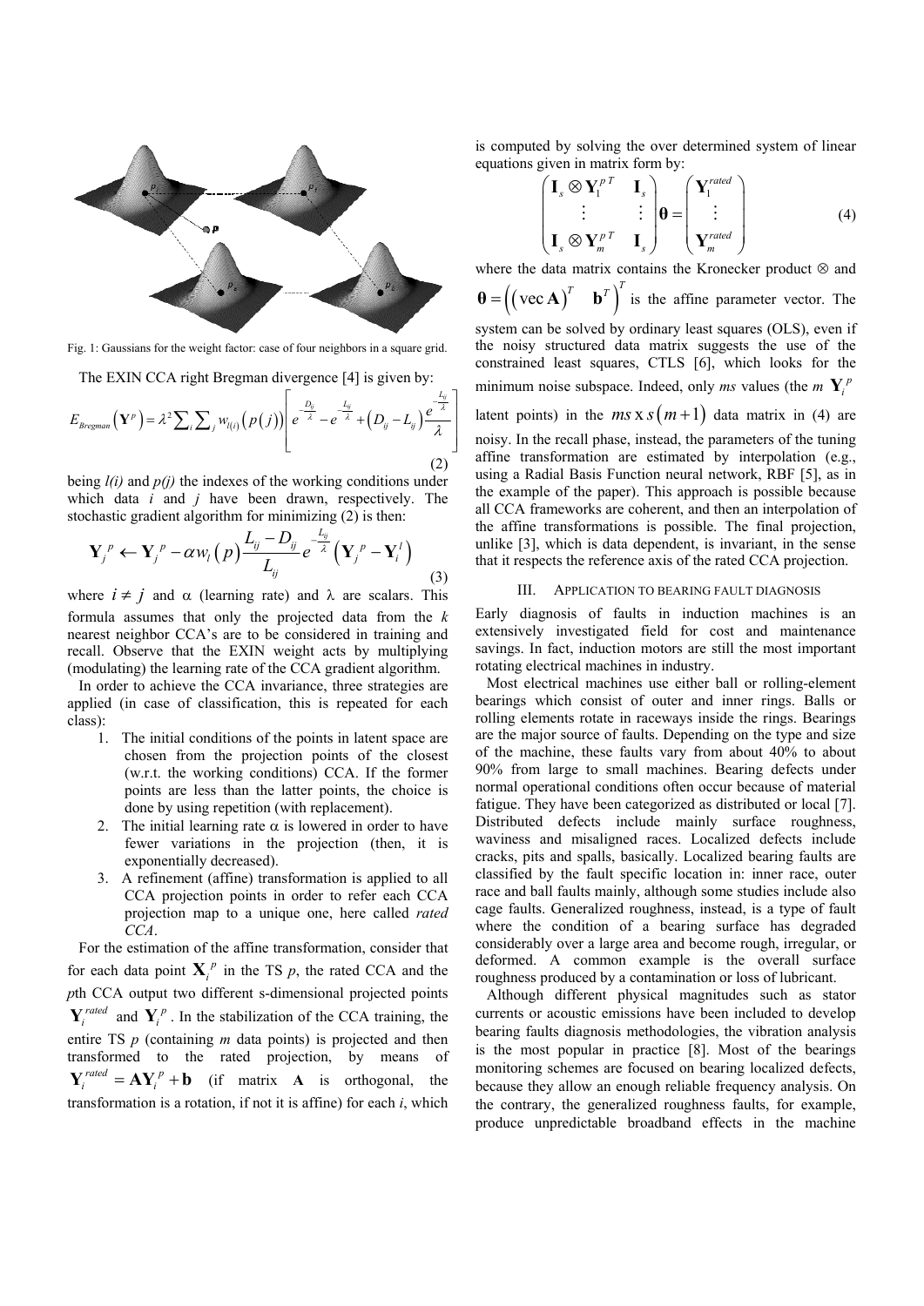Fig. 1: Gaussians for the weight factor: case of four neighbors in a square grid.

The EXIN CCA right Bregman divergence [4] is given by:

$$E_{Bregman}\left(\mathbf{Y}^{p}\right)=\lambda^{2}\sum_{i}\sum_{j}w_{l(i)}\left(p(j)\right)\left[e^{-\frac{D_{ij}}{\lambda}}-e^{-\frac{L_{ij}}{\lambda}}+\left(D_{ij}-L_{ij}\right)\frac{e^{-\frac{L_{ij}}{\lambda}}}{\lambda}\right] \tag{2}$$

being *l(i)* and *p(j)* the indexes of the working conditions under which data *i* and *j* have been drawn, respectively. The stochastic gradient algorithm for minimizing (2) is then:

$$\mathbf{Y}_{j}^{p}\leftarrow\mathbf{Y}_{j}^{p}-\alpha w_{l}\left(p\right)\frac{L_{ij}-D_{ij}}{L_{ij}}e^{-\frac{L_{ij}}{\lambda}}\left(\mathbf{Y}_{j}^{p}-\mathbf{Y}_{i}^{l}\right) \tag{3}$$

where $i \neq j$ and $\alpha$ (learning rate) and $\lambda$ are scalars. This formula assumes that only the projected data from the *k* nearest neighbor CCA's are to be considered in training and recall. Observe that the EXIN weight acts by multiplying (modulating) the learning rate of the CCA gradient algorithm.

In order to achieve the CCA invariance, three strategies are applied (in case of classification, this is repeated for each class):

1. The initial conditions of the points in latent space are chosen from the projection points of the closest (w.r.t. the working conditions) CCA. If the former points are less than the latter points, the choice is done by using repetition (with replacement).
2. The initial learning rate $\alpha$ is lowered in order to have fewer variations in the projection (then, it is exponentially decreased).
3. A refinement (affine) transformation is applied to all CCA projection points in order to refer each CCA projection map to a unique one, here called *rated CCA*.

For the estimation of the affine transformation, consider that for each data point $\mathbf{X}_{i}^{p}$ in the TS *p*, the rated CCA and the *p*th CCA output two different s-dimensional projected points $\mathbf{Y}_{i}^{rated}$ and $\mathbf{Y}_{i}^{p}$. In the stabilization of the CCA training, the entire TS *p* (containing *m* data points) is projected and then transformed to the rated projection, by means of $\mathbf{Y}_{i}^{rated}=\mathbf{A}\mathbf{Y}_{i}^{p}+\mathbf{b}$ (if matrix $\mathbf{A}$ is orthogonal, the transformation is a rotation, if not it is affine) for each *i*, which is computed by solving the over determined system of linear equations given in matrix form by:

$$\begin{pmatrix}\mathbf{I}_{s}\otimes\mathbf{Y}_{1}^{p\,T} & \mathbf{I}_{s}\\ \vdots & \vdots\\ \mathbf{I}_{s}\otimes\mathbf{Y}_{m}^{p\,T} & \mathbf{I}_{s}\end{pmatrix}\boldsymbol{\theta}=\begin{pmatrix}\mathbf{Y}_{1}^{rated}\\ \vdots\\ \mathbf{Y}_{m}^{rated}\end{pmatrix} \tag{4}$$

where the data matrix contains the Kronecker product $\otimes$ and $\boldsymbol{\theta}=\left(\left(\operatorname{vec}\mathbf{A}\right)^{T} \quad \mathbf{b}^{T}\right)^{T}$ is the affine parameter vector. The system can be solved by ordinary least squares (OLS), even if the noisy structured data matrix suggests the use of the constrained least squares, CTLS [6], which looks for the minimum noise subspace. Indeed, only *ms* values (the *m* $\mathbf{Y}_{i}^{p}$ latent points) in the $ms \times s\left(m+1\right)$ data matrix in (4) are noisy. In the recall phase, instead, the parameters of the tuning affine transformation are estimated by interpolation (e.g., using a Radial Basis Function neural network, RBF [5], as in the example of the paper). This approach is possible because all CCA frameworks are coherent, and then an interpolation of the affine transformations is possible. The final projection, unlike [3], which is data dependent, is invariant, in the sense that it respects the reference axis of the rated CCA projection.

## III. Application to Bearing Fault Diagnosis

Early diagnosis of faults in induction machines is an extensively investigated field for cost and maintenance savings. In fact, induction motors are still the most important rotating electrical machines in industry.

Most electrical machines use either ball or rolling-element bearings which consist of outer and inner rings. Balls or rolling elements rotate in raceways inside the rings. Bearings are the major source of faults. Depending on the type and size of the machine, these faults vary from about 40% to about 90% from large to small machines. Bearing defects under normal operational conditions often occur because of material fatigue. They have been categorized as distributed or local [7]. Distributed defects include mainly surface roughness, waviness and misaligned races. Localized defects include cracks, pits and spalls, basically. Localized bearing faults are classified by the fault specific location in: inner race, outer race and ball faults mainly, although some studies include also cage faults. Generalized roughness, instead, is a type of fault where the condition of a bearing surface has degraded considerably over a large area and become rough, irregular, or deformed. A common example is the overall surface roughness produced by a contamination or loss of lubricant.

Although different physical magnitudes such as stator currents or acoustic emissions have been included to develop bearing faults diagnosis methodologies, the vibration analysis is the most popular in practice [8]. Most of the bearings monitoring schemes are focused on bearing localized defects, because they allow an enough reliable frequency analysis. On the contrary, the generalized roughness faults, for example, produce unpredictable broadband effects in the machine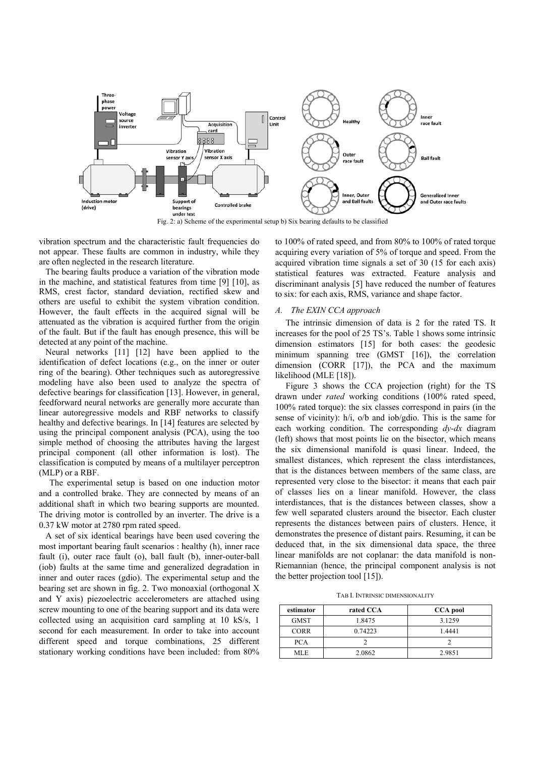Fig. 2: a) Scheme of the experimental setup b) Six bearing defaults to be classified

vibration spectrum and the characteristic fault frequencies do not appear. These faults are common in industry, while they are often neglected in the research literature.

The bearing faults produce a variation of the vibration mode in the machine, and statistical features from time [9] [10], as RMS, crest factor, standard deviation, rectified skew and others are useful to exhibit the system vibration condition. However, the fault effects in the acquired signal will be attenuated as the vibration is acquired further from the origin of the fault. But if the fault has enough presence, this will be detected at any point of the machine.

Neural networks [11] [12] have been applied to the identification of defect locations (e.g., on the inner or outer ring of the bearing). Other techniques such as autoregressive modeling have also been used to analyze the spectra of defective bearings for classification [13]. However, in general, feedforward neural networks are generally more accurate than linear autoregressive models and RBF networks to classify healthy and defective bearings. In [14] features are selected by using the principal component analysis (PCA), using the too simple method of choosing the attributes having the largest principal component (all other information is lost). The classification is computed by means of a multilayer perceptron (MLP) or a RBF.

The experimental setup is based on one induction motor and a controlled brake. They are connected by means of an additional shaft in which two bearing supports are mounted. The driving motor is controlled by an inverter. The drive is a 0.37 kW motor at 2780 rpm rated speed.

A set of six identical bearings have been used covering the most important bearing fault scenarios : healthy (h), inner race fault (i), outer race fault (o), ball fault (b), inner-outer-ball (iob) faults at the same time and generalized degradation in inner and outer races (gdio). The experimental setup and the bearing set are shown in fig. 2. Two monoaxial (orthogonal X and Y axis) piezoelectric accelerometers are attached using screw mounting to one of the bearing support and its data were collected using an acquisition card sampling at 10 kS/s, 1 second for each measurement. In order to take into account different speed and torque combinations, 25 different stationary working conditions have been included: from 80% to 100% of rated speed, and from 80% to 100% of rated torque acquiring every variation of 5% of torque and speed. From the acquired vibration time signals a set of 30 (15 for each axis) statistical features was extracted. Feature analysis and discriminant analysis [5] have reduced the number of features to six: for each axis, RMS, variance and shape factor.

### *A. The EXIN CCA approach*

The intrinsic dimension of data is 2 for the rated TS. It increases for the pool of 25 TS's. Table 1 shows some intrinsic dimension estimators [15] for both cases: the geodesic minimum spanning tree (GMST [16]), the correlation dimension (CORR [17]), the PCA and the maximum likelihood (MLE [18]).

Figure 3 shows the CCA projection (right) for the TS drawn under *rated* working conditions (100% rated speed, 100% rated torque): the six classes correspond in pairs (in the sense of vicinity): h/i, o/b and iob/gdio. This is the same for each working condition. The corresponding *dy-dx* diagram (left) shows that most points lie on the bisector, which means the six dimensional manifold is quasi linear. Indeed, the smallest distances, which represent the class interdistances, that is the distances between members of the same class, are represented very close to the bisector: it means that each pair of classes lies on a linear manifold. However, the class interdistances, that is the distances between classes, show a few well separated clusters around the bisector. Each cluster represents the distances between pairs of clusters. Hence, it demonstrates the presence of distant pairs. Resuming, it can be deduced that, in the six dimensional data space, the three linear manifolds are not coplanar: the data manifold is non-Riemannian (hence, the principal component analysis is not the better projection tool [15]).

TAB I. INTRINSIC DIMENSIONALITY

| estimator | rated CCA | CCA pool |
|---|---|---|
| GMST | 1.8475 | 3.1259 |
| CORR | 0.74223 | 1.4441 |
| PCA | 2 | 2 |
| MLE | 2.0862 | 2.9851 |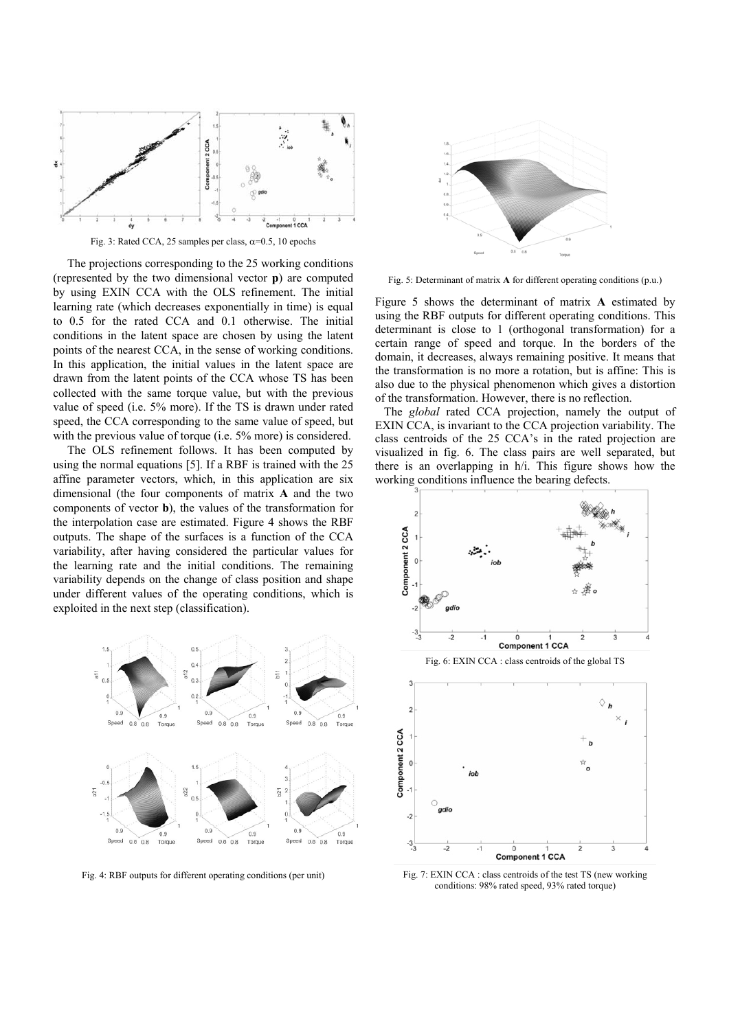Fig. 3: Rated CCA, 25 samples per class, $\alpha$=0.5, 10 epochs

The projections corresponding to the 25 working conditions (represented by the two dimensional vector **p**) are computed by using EXIN CCA with the OLS refinement. The initial learning rate (which decreases exponentially in time) is equal to 0.5 for the rated CCA and 0.1 otherwise. The initial conditions in the latent space are chosen by using the latent points of the nearest CCA, in the sense of working conditions. In this application, the initial values in the latent space are drawn from the latent points of the CCA whose TS has been collected with the same torque value, but with the previous value of speed (i.e. 5% more). If the TS is drawn under rated speed, the CCA corresponding to the same value of speed, but with the previous value of torque (i.e. 5% more) is considered.

The OLS refinement follows. It has been computed by using the normal equations [5]. If a RBF is trained with the 25 affine parameter vectors, which, in this application are six dimensional (the four components of matrix **A** and the two components of vector **b**), the values of the transformation for the interpolation case are estimated. Figure 4 shows the RBF outputs. The shape of the surfaces is a function of the CCA variability, after having considered the particular values for the learning rate and the initial conditions. The remaining variability depends on the change of class position and shape under different values of the operating conditions, which is exploited in the next step (classification).

Fig. 4: RBF outputs for different operating conditions (per unit)

Fig. 5: Determinant of matrix **A** for different operating conditions (p.u.)

Figure 5 shows the determinant of matrix **A** estimated by using the RBF outputs for different operating conditions. This determinant is close to 1 (orthogonal transformation) for a certain range of speed and torque. In the borders of the domain, it decreases, always remaining positive. It means that the transformation is no more a rotation, but is affine: This is also due to the physical phenomenon which gives a distortion of the transformation. However, there is no reflection.

The *global* rated CCA projection, namely the output of EXIN CCA, is invariant to the CCA projection variability. The class centroids of the 25 CCA's in the rated projection are visualized in fig. 6. The class pairs are well separated, but there is an overlapping in h/i. This figure shows how the working conditions influence the bearing defects.

Fig. 6: EXIN CCA : class centroids of the global TS

Fig. 7: EXIN CCA : class centroids of the test TS (new working conditions: 98% rated speed, 93% rated torque)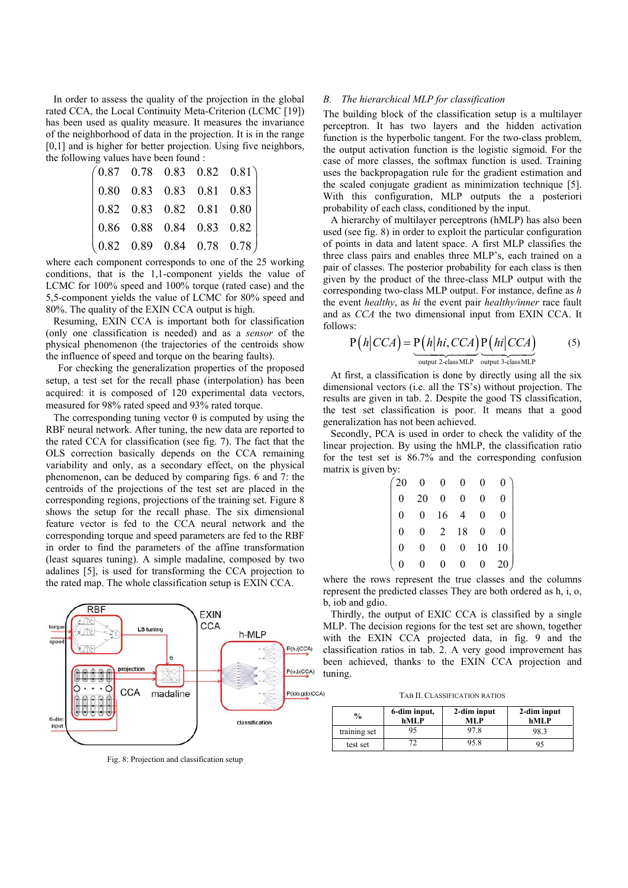In order to assess the quality of the projection in the global rated CCA, the Local Continuity Meta-Criterion (LCMC [19]) has been used as quality measure. It measures the invariance of the neighborhood of data in the projection. It is in the range [0,1] and is higher for better projection. Using five neighbors, the following values have been found :

$$\begin{pmatrix} 0.87 & 0.78 & 0.83 & 0.82 & 0.81 \\ 0.80 & 0.83 & 0.83 & 0.81 & 0.83 \\ 0.82 & 0.83 & 0.82 & 0.81 & 0.80 \\ 0.86 & 0.88 & 0.84 & 0.83 & 0.82 \\ 0.82 & 0.89 & 0.84 & 0.78 & 0.78 \end{pmatrix}$$

where each component corresponds to one of the 25 working conditions, that is the 1,1-component yields the value of LCMC for 100% speed and 100% torque (rated case) and the 5,5-component yields the value of LCMC for 80% speed and 80%. The quality of the EXIN CCA output is high.

Resuming, EXIN CCA is important both for classification (only one classification is needed) and as a *sensor* of the physical phenomenon (the trajectories of the centroids show the influence of speed and torque on the bearing faults).

For checking the generalization properties of the proposed setup, a test set for the recall phase (interpolation) has been acquired: it is composed of 120 experimental data vectors, measured for 98% rated speed and 93% rated torque.

The corresponding tuning vector θ is computed by using the RBF neural network. After tuning, the new data are reported to the rated CCA for classification (see fig. 7). The fact that the OLS correction basically depends on the CCA remaining variability and only, as a secondary effect, on the physical phenomenon, can be deduced by comparing figs. 6 and 7: the centroids of the projections of the test set are placed in the corresponding regions, projections of the training set. Figure 8 shows the setup for the recall phase. The six dimensional feature vector is fed to the CCA neural network and the corresponding torque and speed parameters are fed to the RBF in order to find the parameters of the affine transformation (least squares tuning). A simple madaline, composed by two adalines [5], is used for transforming the CCA projection to the rated map. The whole classification setup is EXIN CCA.

Fig. 8: Projection and classification setup

### B. *The hierarchical MLP for classification*

The building block of the classification setup is a multilayer perceptron. It has two layers and the hidden activation function is the hyperbolic tangent. For the two-class problem, the output activation function is the logistic sigmoid. For the case of more classes, the softmax function is used. Training uses the backpropagation rule for the gradient estimation and the scaled conjugate gradient as minimization technique [5]. With this configuration, MLP outputs the a posteriori probability of each class, conditioned by the input.

A hierarchy of multilayer perceptrons (hMLP) has also been used (see fig. 8) in order to exploit the particular configuration of points in data and latent space. A first MLP classifies the three class pairs and enables three MLP's, each trained on a pair of classes. The posterior probability for each class is then given by the product of the three-class MLP output with the corresponding two-class MLP output. For instance, define as *h* the event *healthy*, as *hi* the event pair *healthy/inner* race fault and as *CCA* the two dimensional input from EXIN CCA. It follows:

$$P\left(h \middle| CCA\right) = \underbrace{P\left(h \middle| hi, CCA\right)}_{\text{output 2-class MLP}} \underbrace{P\left(hi \middle| CCA\right)}_{\text{output 3-class MLP}} \qquad (5)$$

At first, a classification is done by directly using all the six dimensional vectors (i.e. all the TS's) without projection. The results are given in tab. 2. Despite the good TS classification, the test set classification is poor. It means that a good generalization has not been achieved.

Secondly, PCA is used in order to check the validity of the linear projection. By using the hMLP, the classification ratio for the test set is 86.7% and the corresponding confusion matrix is given by:

$$\begin{pmatrix} 20 & 0 & 0 & 0 & 0 & 0 \\ 0 & 20 & 0 & 0 & 0 & 0 \\ 0 & 0 & 16 & 4 & 0 & 0 \\ 0 & 0 & 2 & 18 & 0 & 0 \\ 0 & 0 & 0 & 0 & 10 & 10 \\ 0 & 0 & 0 & 0 & 0 & 20 \end{pmatrix}$$

where the rows represent the true classes and the columns represent the predicted classes They are both ordered as h, i, o, b, iob and gdio.

Thirdly, the output of EXIC CCA is classified by a single MLP. The decision regions for the test set are shown, together with the EXIN CCA projected data, in fig. 9 and the classification ratios in tab. 2. A very good improvement has been achieved, thanks to the EXIN CCA projection and tuning.

TAB II. CLASSIFICATION RATIOS

| % | 6-dim input, hMLP | 2-dim input MLP | 2-dim input hMLP |
|---|---|---|---|
| training set | 95 | 97.8 | 98.3 |
| test set | 72 | 95.8 | 95 |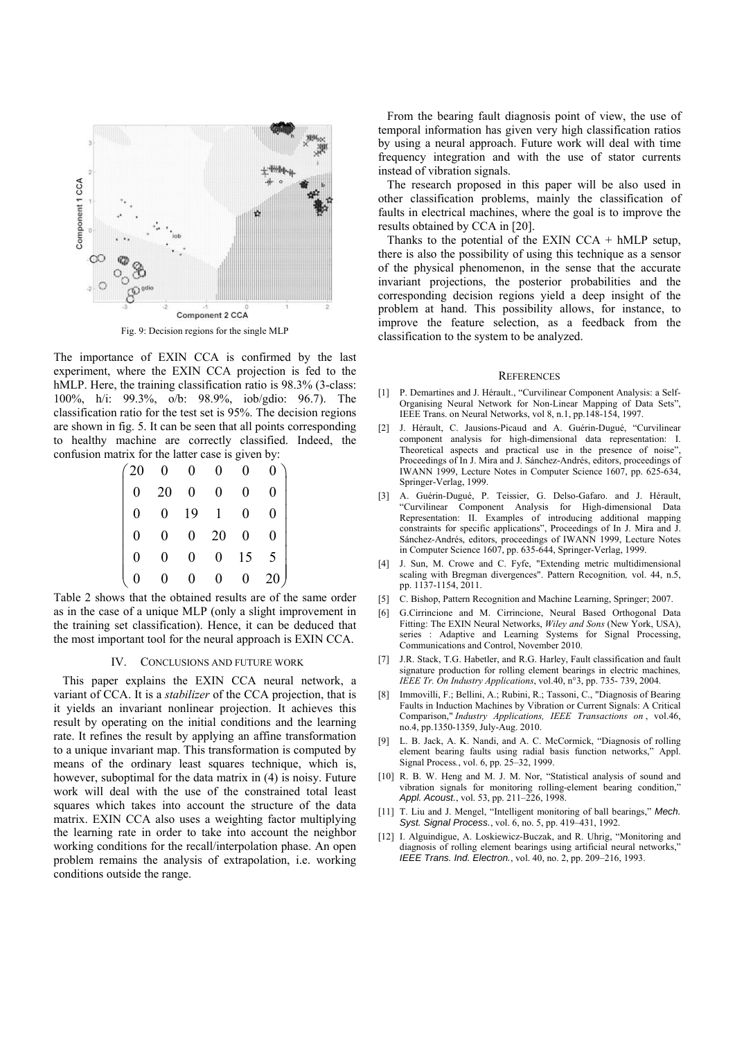Component 1 CCA

Component 2 CCA

iob

gdio

Fig. 9: Decision regions for the single MLP

The importance of EXIN CCA is confirmed by the last experiment, where the EXIN CCA projection is fed to the hMLP. Here, the training classification ratio is 98.3% (3-class: 100%, h/i: 99.3%, o/b: 98.9%, iob/gdio: 96.7). The classification ratio for the test set is 95%. The decision regions are shown in fig. 5. It can be seen that all points corresponding to healthy machine are correctly classified. Indeed, the confusion matrix for the latter case is given by:

$$\begin{pmatrix} 20 & 0 & 0 & 0 & 0 & 0 \\ 0 & 20 & 0 & 0 & 0 & 0 \\ 0 & 0 & 19 & 1 & 0 & 0 \\ 0 & 0 & 0 & 20 & 0 & 0 \\ 0 & 0 & 0 & 0 & 15 & 5 \\ 0 & 0 & 0 & 0 & 0 & 20 \end{pmatrix}$$

Table 2 shows that the obtained results are of the same order as in the case of a unique MLP (only a slight improvement in the training set classification). Hence, it can be deduced that the most important tool for the neural approach is EXIN CCA.

## IV. Conclusions and Future Work

This paper explains the EXIN CCA neural network, a variant of CCA. It is a *stabilizer* of the CCA projection, that is it yields an invariant nonlinear projection. It achieves this result by operating on the initial conditions and the learning rate. It refines the result by applying an affine transformation to a unique invariant map. This transformation is computed by means of the ordinary least squares technique, which is, however, suboptimal for the data matrix in (4) is noisy. Future work will deal with the use of the constrained total least squares which takes into account the structure of the data matrix. EXIN CCA also uses a weighting factor multiplying the learning rate in order to take into account the neighbor working conditions for the recall/interpolation phase. An open problem remains the analysis of extrapolation, i.e. working conditions outside the range.

From the bearing fault diagnosis point of view, the use of temporal information has given very high classification ratios by using a neural approach. Future work will deal with time frequency integration and with the use of stator currents instead of vibration signals.

The research proposed in this paper will be also used in other classification problems, mainly the classification of faults in electrical machines, where the goal is to improve the results obtained by CCA in [20].

Thanks to the potential of the EXIN CCA + hMLP setup, there is also the possibility of using this technique as a sensor of the physical phenomenon, in the sense that the accurate invariant projections, the posterior probabilities and the corresponding decision regions yield a deep insight of the problem at hand. This possibility allows, for instance, to improve the feature selection, as a feedback from the classification to the system to be analyzed.

## References

[1] P. Demartines and J. Hérault., "Curvilinear Component Analysis: a Self-Organising Neural Network for Non-Linear Mapping of Data Sets", IEEE Trans. on Neural Networks, vol 8, n.1, pp.148-154, 1997.

[2] J. Hérault, C. Jausions-Picaud and A. Guérin-Dugué, "Curvilinear component analysis for high-dimensional data representation: I. Theoretical aspects and practical use in the presence of noise", Proceedings of In J. Mira and J. Sánchez-Andrés, editors, proceedings of IWANN 1999, Lecture Notes in Computer Science 1607, pp. 625-634, Springer-Verlag, 1999.

[3] A. Guérin-Dugué, P. Teissier, G. Delso-Gafaro. and J. Hérault, "Curvilinear Component Analysis for High-dimensional Data Representation: II. Examples of introducing additional mapping constraints for specific applications", Proceedings of In J. Mira and J. Sánchez-Andrés, editors, proceedings of IWANN 1999, Lecture Notes in Computer Science 1607, pp. 635-644, Springer-Verlag, 1999.

[4] J. Sun, M. Crowe and C. Fyfe, "Extending metric multidimensional scaling with Bregman divergences". Pattern Recognition*,* vol. 44, n.5, pp. 1137-1154, 2011.

[5] C. Bishop, Pattern Recognition and Machine Learning, Springer; 2007.

[6] G.Cirrincione and M. Cirrincione, Neural Based Orthogonal Data Fitting: The EXIN Neural Networks, *Wiley and Sons* (New York, USA), series : Adaptive and Learning Systems for Signal Processing, Communications and Control, November 2010.

[7] J.R. Stack, T.G. Habetler, and R.G. Harley, Fault classification and fault signature production for rolling element bearings in electric machines*, IEEE Tr. On Industry Applications*, vol.40, n°3, pp. 735- 739, 2004.

[8] Immovilli, F.; Bellini, A.; Rubini, R.; Tassoni, C., "Diagnosis of Bearing Faults in Induction Machines by Vibration or Current Signals: A Critical Comparison," *Industry Applications, IEEE Transactions on* , vol.46, no.4, pp.1350-1359, July-Aug. 2010.

[9] L. B. Jack, A. K. Nandi, and A. C. McCormick, "Diagnosis of rolling element bearing faults using radial basis function networks," Appl. Signal Process., vol. 6, pp. 25–32, 1999.

[10] R. B. W. Heng and M. J. M. Nor, "Statistical analysis of sound and vibration signals for monitoring rolling-element bearing condition," *Appl. Acoust.*, vol. 53, pp. 211–226, 1998.

[11] T. Liu and J. Mengel, "Intelligent monitoring of ball bearings," *Mech. Syst. Signal Process.*, vol. 6, no. 5, pp. 419–431, 1992.

[12] I. Alguindigue, A. Loskiewicz-Buczak, and R. Uhrig, "Monitoring and diagnosis of rolling element bearings using artificial neural networks," *IEEE Trans. Ind. Electron.*, vol. 40, no. 2, pp. 209–216, 1993.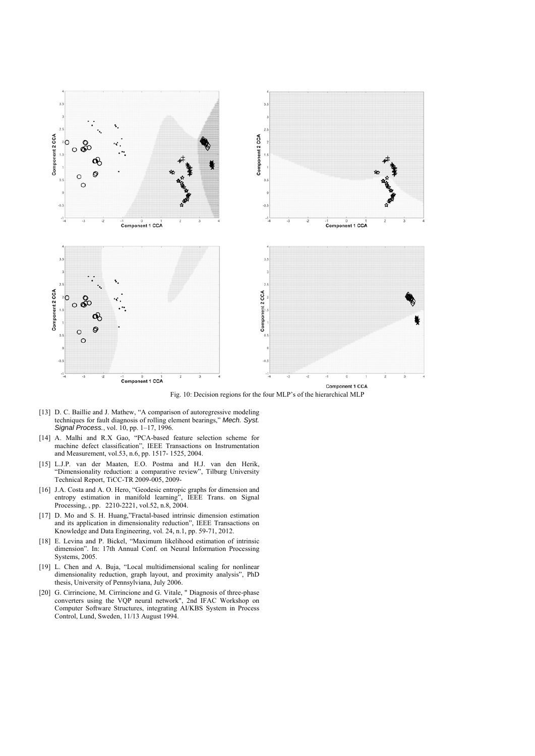Component 2 CCA

Component 1 CCA

Component 2 CCA

Component 1 CCA

Component 2 CCA

Component 1 CCA

Component 2 CCA

Component 1 CCA

Fig. 10: Decision regions for the four MLP's of the hierarchical MLP

[13] D. C. Baillie and J. Mathew, "A comparison of autoregressive modeling techniques for fault diagnosis of rolling element bearings," *Mech. Syst. Signal Process.*, vol. 10, pp. 1–17, 1996.

[14] A. Malhi and R.X Gao, "PCA-based feature selection scheme for machine defect classification", IEEE Transactions on Instrumentation and Measurement, vol.53, n.6, pp. 1517- 1525, 2004.

[15] L.J.P. van der Maaten, E.O. Postma and H.J. van den Herik, "Dimensionality reduction: a comparative review", Tilburg University Technical Report, TiCC-TR 2009-005, 2009-

[16] J.A. Costa and A. O. Hero, "Geodesic entropic graphs for dimension and entropy estimation in manifold learning", IEEE Trans. on Signal Processing, , pp. 2210-2221, vol.52, n.8, 2004.

[17] D. Mo and S. H. Huang,"Fractal-based intrinsic dimension estimation and its application in dimensionality reduction", IEEE Transactions on Knowledge and Data Engineering, vol. 24, n.1, pp. 59-71, 2012.

[18] E. Levina and P. Bickel, "Maximum likelihood estimation of intrinsic dimension". In: 17th Annual Conf. on Neural Information Processing Systems, 2005.

[19] L. Chen and A. Buja, "Local multidimensional scaling for nonlinear dimensionality reduction, graph layout, and proximity analysis", PhD thesis, University of Pennsylviana, July 2006.

[20] G. Cirrincione, M. Cirrincione and G. Vitale, " Diagnosis of three-phase converters using the VQP neural network", 2nd IFAC Workshop on Computer Software Structures, integrating AI/KBS System in Process Control, Lund, Sweden, 11/13 August 1994.